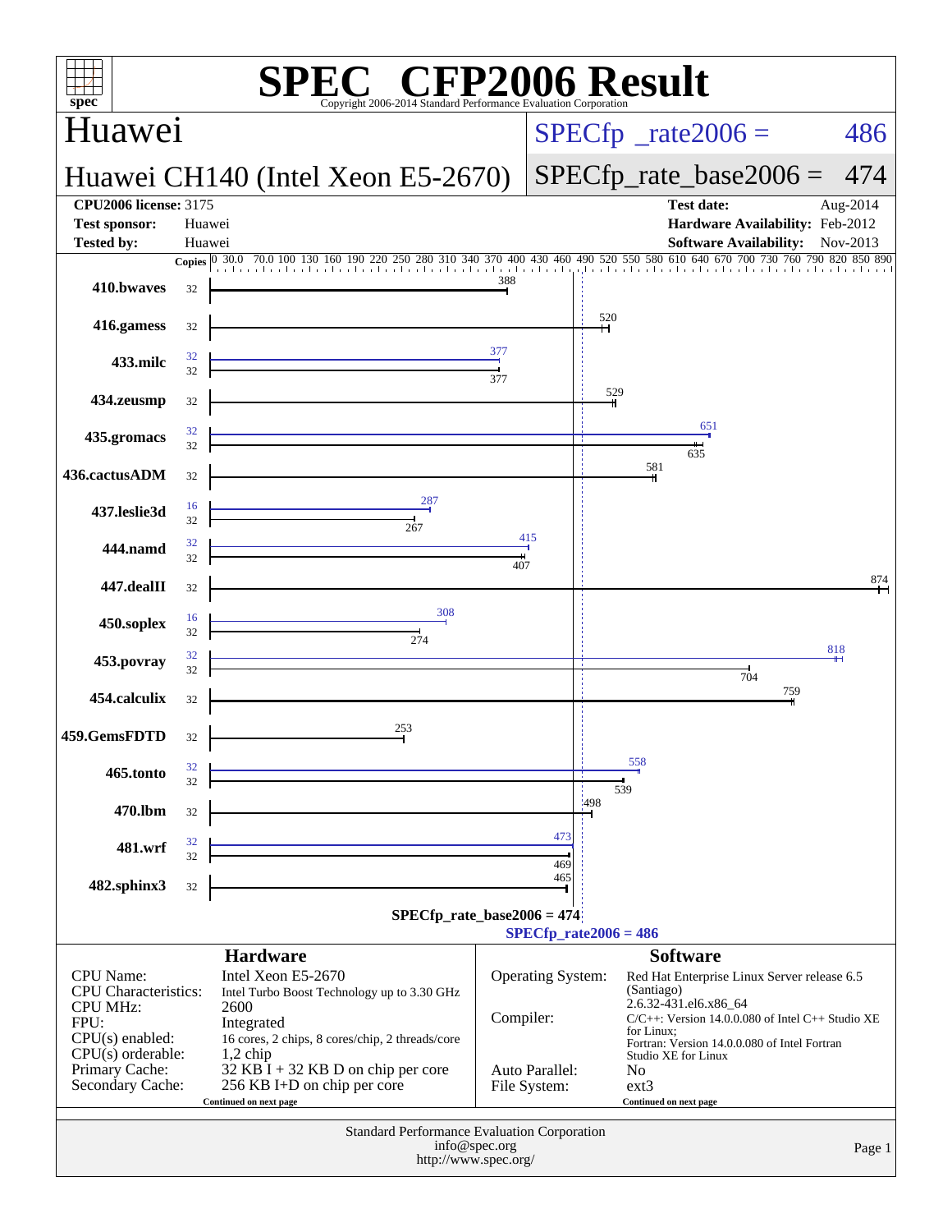# SPEC CFP2006 Result

Copyright 2006-2014 Standard Performance Evaluation Corporation

## Huawei

### Huawei CH140 (Intel Xeon E5-2670)

**SPECfp_rate2006 = 486**

**SPECfp_rate_base2006 = 474**

| | | | |
|---|---|---|---|
| **CPU2006 license:** | 3175 | **Test date:** | Aug-2014 |
| **Test sponsor:** | Huawei | **Hardware Availability:** | Feb-2012 |
| **Tested by:** | Huawei | **Software Availability:** | Nov-2013 |

| Benchmark | Copies (peak) | Peak | Copies (base) | Base |
|---|---|---|---|---|
| 410.bwaves | | | 32 | 388 |
| 416.gamess | | | 32 | 520 |
| 433.milc | 32 | 377 | 32 | 377 |
| 434.zeusmp | | | 32 | 529 |
| 435.gromacs | 32 | 651 | 32 | 635 |
| 436.cactusADM | | | 32 | 581 |
| 437.leslie3d | 16 | 287 | 32 | 267 |
| 444.namd | 32 | 415 | 32 | 407 |
| 447.dealII | | | 32 | 874 |
| 450.soplex | 16 | 308 | 32 | 274 |
| 453.povray | 32 | 818 | 32 | 704 |
| 454.calculix | | | 32 | 759 |
| 459.GemsFDTD | | | 32 | 253 |
| 465.tonto | 32 | 558 | 32 | 539 |
| 470.lbm | | | 32 | 498 |
| 481.wrf | 32 | 473 | 32 | 469 |
| 482.sphinx3 | | | 32 | 465 |

SPECfp_rate_base2006 = 474

SPECfp_rate2006 = 486

## Hardware

| | |
|---|---|
| CPU Name: | Intel Xeon E5-2670 |
| CPU Characteristics: | Intel Turbo Boost Technology up to 3.30 GHz |
| CPU MHz: | 2600 |
| FPU: | Integrated |
| CPU(s) enabled: | 16 cores, 2 chips, 8 cores/chip, 2 threads/core |
| CPU(s) orderable: | 1,2 chip |
| Primary Cache: | 32 KB I + 32 KB D on chip per core |
| Secondary Cache: | 256 KB I+D on chip per core |

Continued on next page

## Software

| | |
|---|---|
| Operating System: | Red Hat Enterprise Linux Server release 6.5 (Santiago) 2.6.32-431.el6.x86_64 |
| Compiler: | C/C++: Version 14.0.0.080 of Intel C++ Studio XE for Linux; Fortran: Version 14.0.0.080 of Intel Fortran Studio XE for Linux |
| Auto Parallel: | No |
| File System: | ext3 |

Continued on next page

Standard Performance Evaluation Corporation
info@spec.org
http://www.spec.org/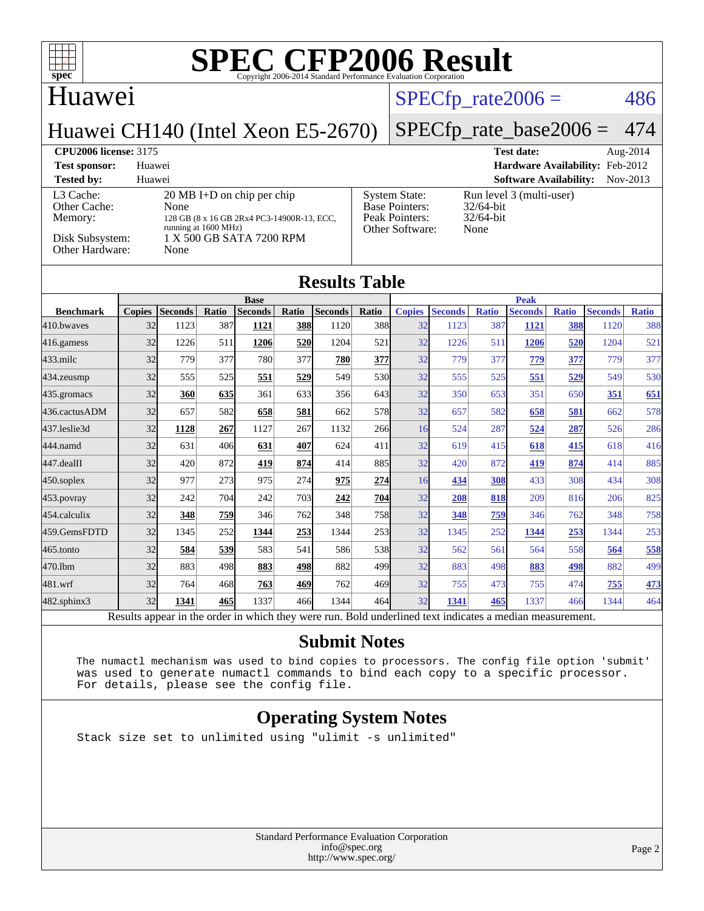# SPEC CFP2006 Result

Copyright 2006-2014 Standard Performance Evaluation Corporation

## Huawei

**Huawei CH140 (Intel Xeon E5-2670)**

SPECfp_rate2006 = 486

SPECfp_rate_base2006 = 474

| | | | |
|---|---|---|---|
| **CPU2006 license:** 3175 | | **Test date:** | Aug-2014 |
| **Test sponsor:** | Huawei | **Hardware Availability:** | Feb-2012 |
| **Tested by:** | Huawei | **Software Availability:** | Nov-2013 |

| | | | |
|---|---|---|---|
| L3 Cache: | 20 MB I+D on chip per chip | System State: | Run level 3 (multi-user) |
| Other Cache: | None | Base Pointers: | 32/64-bit |
| Memory: | 128 GB (8 x 16 GB 2Rx4 PC3-14900R-13, ECC, running at 1600 MHz) | Peak Pointers: | 32/64-bit |
| Disk Subsystem: | 1 X 500 GB SATA 7200 RPM | Other Software: | None |
| Other Hardware: | None | | |

## Results Table

| | Base | | | | | | | Peak | | | | | | |
|---|---|---|---|---|---|---|---|---|---|---|---|---|---|---|
| **Benchmark** | **Copies** | **Seconds** | **Ratio** | **Seconds** | **Ratio** | **Seconds** | **Ratio** | **Copies** | **Seconds** | **Ratio** | **Seconds** | **Ratio** | **Seconds** | **Ratio** |
| 410.bwaves | 32 | 1123 | 387 | **1121** | **388** | 1120 | 388 | 32 | 1123 | 387 | **1121** | **388** | 1120 | 388 |
| 416.gamess | 32 | 1226 | 511 | **1206** | **520** | 1204 | 521 | 32 | 1226 | 511 | **1206** | **520** | 1204 | 521 |
| 433.milc | 32 | 779 | 377 | 780 | 377 | **780** | **377** | 32 | 779 | 377 | **779** | **377** | 779 | 377 |
| 434.zeusmp | 32 | 555 | 525 | **551** | **529** | 549 | 530 | 32 | 555 | 525 | **551** | **529** | 549 | 530 |
| 435.gromacs | 32 | **360** | **635** | 361 | 633 | 356 | 643 | 32 | 350 | 653 | 351 | 650 | **351** | **651** |
| 436.cactusADM | 32 | 657 | 582 | **658** | **581** | 662 | 578 | 32 | 657 | 582 | **658** | **581** | 662 | 578 |
| 437.leslie3d | 32 | **1128** | **267** | 1127 | 267 | 1132 | 266 | 16 | 524 | 287 | **524** | **287** | 526 | 286 |
| 444.namd | 32 | 631 | 406 | **631** | **407** | 624 | 411 | 32 | 619 | 415 | **618** | **415** | 618 | 416 |
| 447.dealII | 32 | 420 | 872 | **419** | **874** | 414 | 885 | 32 | 420 | 872 | **419** | **874** | 414 | 885 |
| 450.soplex | 32 | 977 | 273 | 975 | 274 | **975** | **274** | 16 | **434** | **308** | 433 | 308 | 434 | 308 |
| 453.povray | 32 | 242 | 704 | 242 | 703 | **242** | **704** | 32 | **208** | **818** | 209 | 816 | 206 | 825 |
| 454.calculix | 32 | **348** | **759** | 346 | 762 | 348 | 758 | 32 | **348** | **759** | 346 | 762 | 348 | 758 |
| 459.GemsFDTD | 32 | 1345 | 252 | **1344** | **253** | 1344 | 253 | 32 | 1345 | 252 | **1344** | **253** | 1344 | 253 |
| 465.tonto | 32 | **584** | **539** | 583 | 541 | 586 | 538 | 32 | 562 | 561 | 564 | 558 | **564** | **558** |
| 470.lbm | 32 | 883 | 498 | **883** | **498** | 882 | 499 | 32 | 883 | 498 | **883** | **498** | 882 | 499 |
| 481.wrf | 32 | 764 | 468 | **763** | **469** | 762 | 469 | 32 | 755 | 473 | 755 | 474 | **755** | **473** |
| 482.sphinx3 | 32 | **1341** | **465** | 1337 | 466 | 1344 | 464 | 32 | **1341** | **465** | 1337 | 466 | 1344 | 464 |

Results appear in the order in which they were run. Bold underlined text indicates a median measurement.

## Submit Notes

```
The numactl mechanism was used to bind copies to processors. The config file option 'submit'
was used to generate numactl commands to bind each copy to a specific processor.
For details, please see the config file.
```

## Operating System Notes

```
Stack size set to unlimited using "ulimit -s unlimited"
```

Standard Performance Evaluation Corporation
info@spec.org
http://www.spec.org/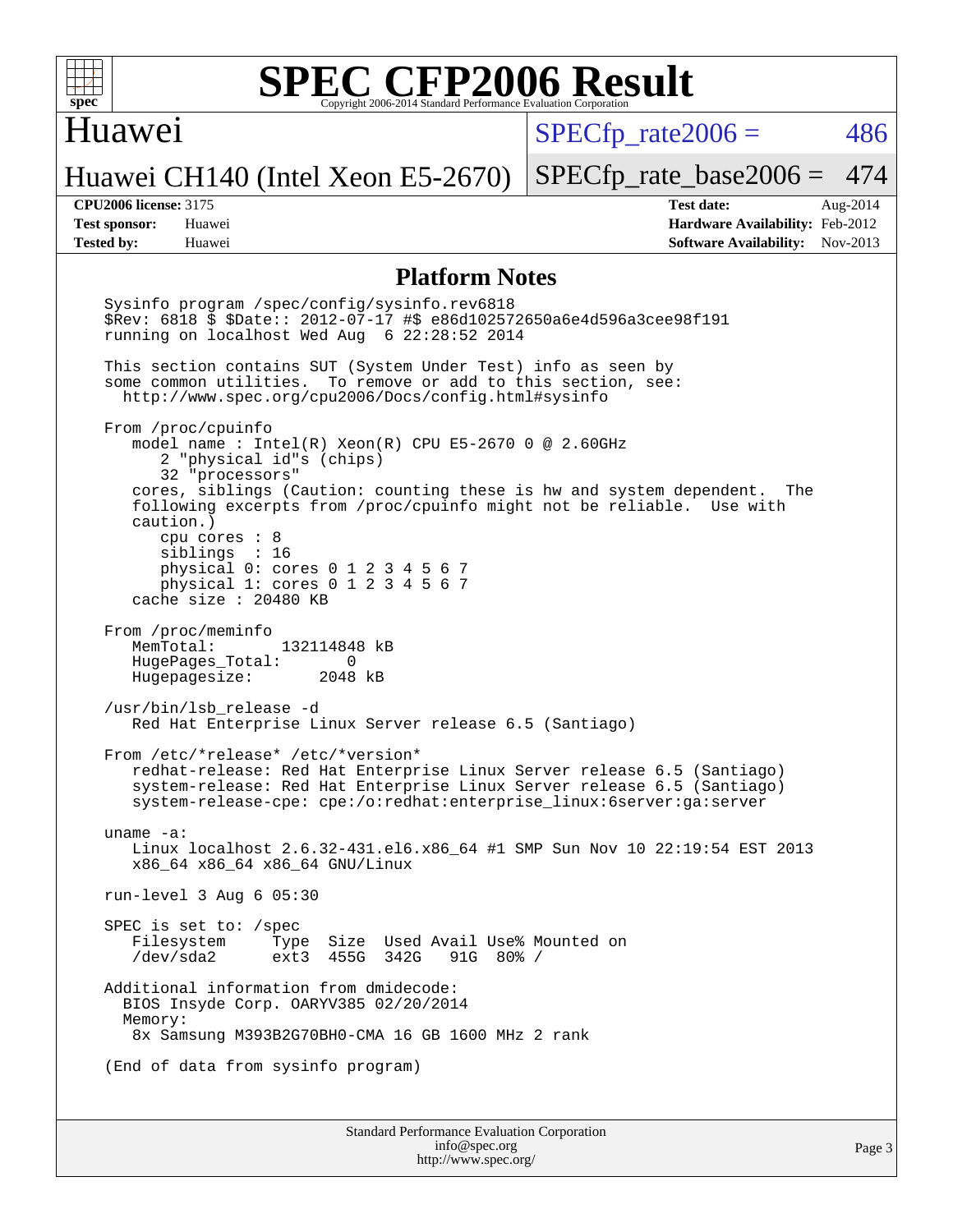# SPEC CFP2006 Result

Copyright 2006-2014 Standard Performance Evaluation Corporation

## Huawei

Huawei CH140 (Intel Xeon E5-2670)

SPECfp_rate2006 = 486

SPECfp_rate_base2006 = 474

| | | | |
|---|---|---|---|
| **CPU2006 license:** | 3175 | **Test date:** | Aug-2014 |
| **Test sponsor:** | Huawei | **Hardware Availability:** | Feb-2012 |
| **Tested by:** | Huawei | **Software Availability:** | Nov-2013 |

## Platform Notes

```
Sysinfo program /spec/config/sysinfo.rev6818
$Rev: 6818 $ $Date:: 2012-07-17 #$ e86d102572650a6e4d596a3cee98f191
running on localhost Wed Aug  6 22:28:52 2014

This section contains SUT (System Under Test) info as seen by
some common utilities.  To remove or add to this section, see:
  http://www.spec.org/cpu2006/Docs/config.html#sysinfo

From /proc/cpuinfo
   model name : Intel(R) Xeon(R) CPU E5-2670 0 @ 2.60GHz
      2 "physical id"s (chips)
      32 "processors"
   cores, siblings (Caution: counting these is hw and system dependent.  The
   following excerpts from /proc/cpuinfo might not be reliable.  Use with
   caution.)
      cpu cores : 8
      siblings  : 16
      physical 0: cores 0 1 2 3 4 5 6 7
      physical 1: cores 0 1 2 3 4 5 6 7
   cache size : 20480 KB

From /proc/meminfo
   MemTotal:       132114848 kB
   HugePages_Total:       0
   Hugepagesize:       2048 kB

/usr/bin/lsb_release -d
   Red Hat Enterprise Linux Server release 6.5 (Santiago)

From /etc/*release* /etc/*version*
   redhat-release: Red Hat Enterprise Linux Server release 6.5 (Santiago)
   system-release: Red Hat Enterprise Linux Server release 6.5 (Santiago)
   system-release-cpe: cpe:/o:redhat:enterprise_linux:6server:ga:server

uname -a:
   Linux localhost 2.6.32-431.el6.x86_64 #1 SMP Sun Nov 10 22:19:54 EST 2013
   x86_64 x86_64 x86_64 GNU/Linux

run-level 3 Aug 6 05:30

SPEC is set to: /spec
   Filesystem     Type  Size  Used Avail Use% Mounted on
   /dev/sda2      ext3  455G  342G   91G  80% /

Additional information from dmidecode:
  BIOS Insyde Corp. OARYV385 02/20/2014
  Memory:
   8x Samsung M393B2G70BH0-CMA 16 GB 1600 MHz 2 rank

(End of data from sysinfo program)
```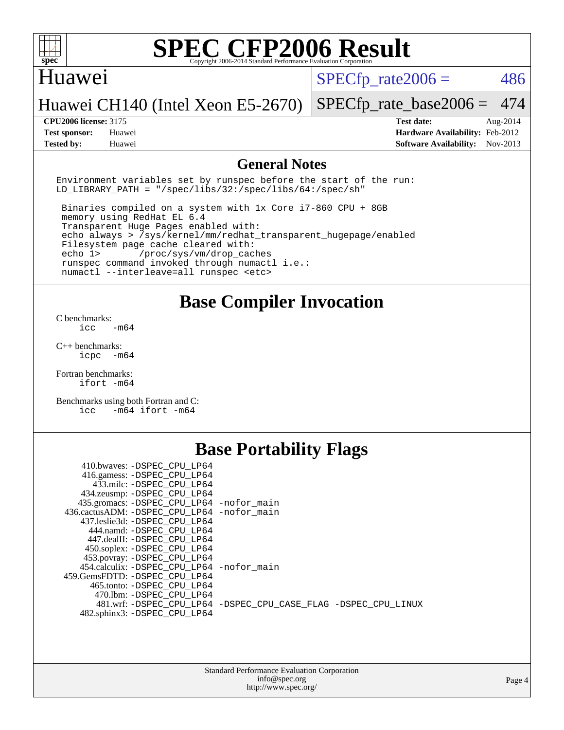# SPEC CFP2006 Result

Copyright 2006-2014 Standard Performance Evaluation Corporation

## Huawei

Huawei CH140 (Intel Xeon E5-2670)

SPECfp_rate2006 = 486

SPECfp_rate_base2006 = 474

| | | | |
|---|---|---|---|
| **CPU2006 license:** | 3175 | **Test date:** | Aug-2014 |
| **Test sponsor:** | Huawei | **Hardware Availability:** | Feb-2012 |
| **Tested by:** | Huawei | **Software Availability:** | Nov-2013 |

## General Notes

```
Environment variables set by runspec before the start of the run:
LD_LIBRARY_PATH = "/spec/libs/32:/spec/libs/64:/spec/sh"

 Binaries compiled on a system with 1x Core i7-860 CPU + 8GB
 memory using RedHat EL 6.4
 Transparent Huge Pages enabled with:
 echo always > /sys/kernel/mm/redhat_transparent_hugepage/enabled
 Filesystem page cache cleared with:
 echo 1>       /proc/sys/vm/drop_caches
 runspec command invoked through numactl i.e.:
 numactl --interleave=all runspec <etc>
```

## Base Compiler Invocation

C benchmarks:
`icc -m64`

C++ benchmarks:
`icpc -m64`

Fortran benchmarks:
`ifort -m64`

Benchmarks using both Fortran and C:
`icc -m64 ifort -m64`

## Base Portability Flags

| Benchmark | Flags |
|---|---|
| 410.bwaves: | -DSPEC_CPU_LP64 |
| 416.gamess: | -DSPEC_CPU_LP64 |
| 433.milc: | -DSPEC_CPU_LP64 |
| 434.zeusmp: | -DSPEC_CPU_LP64 |
| 435.gromacs: | -DSPEC_CPU_LP64 -nofor_main |
| 436.cactusADM: | -DSPEC_CPU_LP64 -nofor_main |
| 437.leslie3d: | -DSPEC_CPU_LP64 |
| 444.namd: | -DSPEC_CPU_LP64 |
| 447.dealII: | -DSPEC_CPU_LP64 |
| 450.soplex: | -DSPEC_CPU_LP64 |
| 453.povray: | -DSPEC_CPU_LP64 |
| 454.calculix: | -DSPEC_CPU_LP64 -nofor_main |
| 459.GemsFDTD: | -DSPEC_CPU_LP64 |
| 465.tonto: | -DSPEC_CPU_LP64 |
| 470.lbm: | -DSPEC_CPU_LP64 |
| 481.wrf: | -DSPEC_CPU_LP64 -DSPEC_CPU_CASE_FLAG -DSPEC_CPU_LINUX |
| 482.sphinx3: | -DSPEC_CPU_LP64 |

Standard Performance Evaluation Corporation
info@spec.org
http://www.spec.org/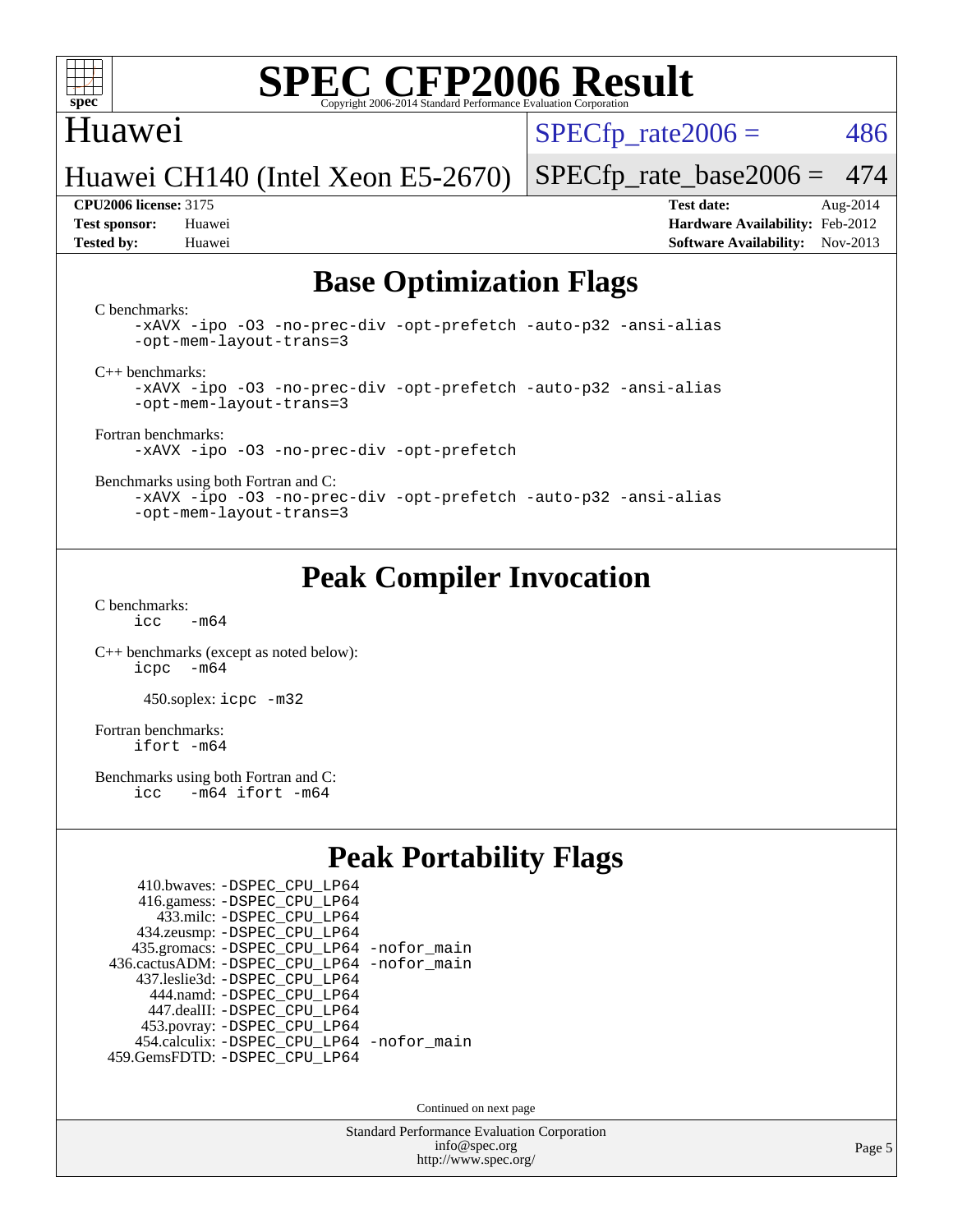## Base Optimization Flags

C benchmarks:
```
-xAVX -ipo -O3 -no-prec-div -opt-prefetch -auto-p32 -ansi-alias
-opt-mem-layout-trans=3
```

C++ benchmarks:
```
-xAVX -ipo -O3 -no-prec-div -opt-prefetch -auto-p32 -ansi-alias
-opt-mem-layout-trans=3
```

Fortran benchmarks:
```
-xAVX -ipo -O3 -no-prec-div -opt-prefetch
```

Benchmarks using both Fortran and C:
```
-xAVX -ipo -O3 -no-prec-div -opt-prefetch -auto-p32 -ansi-alias
-opt-mem-layout-trans=3
```

## Peak Compiler Invocation

C benchmarks:
```
icc  -m64
```

C++ benchmarks (except as noted below):
```
icpc  -m64
```

450.soplex: `icpc -m32`

Fortran benchmarks:
```
ifort -m64
```

Benchmarks using both Fortran and C:
```
icc  -m64 ifort -m64
```

## Peak Portability Flags

410.bwaves: `-DSPEC_CPU_LP64`
416.gamess: `-DSPEC_CPU_LP64`
433.milc: `-DSPEC_CPU_LP64`
434.zeusmp: `-DSPEC_CPU_LP64`
435.gromacs: `-DSPEC_CPU_LP64 -nofor_main`
436.cactusADM: `-DSPEC_CPU_LP64 -nofor_main`
437.leslie3d: `-DSPEC_CPU_LP64`
444.namd: `-DSPEC_CPU_LP64`
447.dealII: `-DSPEC_CPU_LP64`
453.povray: `-DSPEC_CPU_LP64`
454.calculix: `-DSPEC_CPU_LP64 -nofor_main`
459.GemsFDTD: `-DSPEC_CPU_LP64`

Continued on next page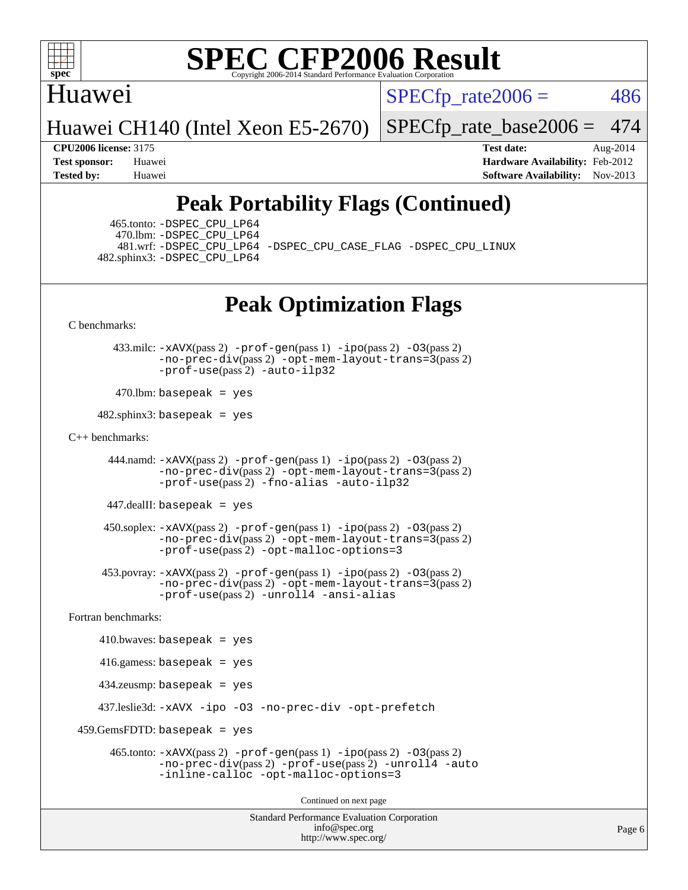# Peak Portability Flags (Continued)

465.tonto: -DSPEC_CPU_LP64
470.lbm: -DSPEC_CPU_LP64
481.wrf: -DSPEC_CPU_LP64 -DSPEC_CPU_CASE_FLAG -DSPEC_CPU_LINUX
482.sphinx3: -DSPEC_CPU_LP64

# Peak Optimization Flags

C benchmarks:

433.milc: -xAVX(pass 2) -prof-gen(pass 1) -ipo(pass 2) -O3(pass 2) -no-prec-div(pass 2) -opt-mem-layout-trans=3(pass 2) -prof-use(pass 2) -auto-ilp32

470.lbm: basepeak = yes

482.sphinx3: basepeak = yes

C++ benchmarks:

444.namd: -xAVX(pass 2) -prof-gen(pass 1) -ipo(pass 2) -O3(pass 2) -no-prec-div(pass 2) -opt-mem-layout-trans=3(pass 2) -prof-use(pass 2) -fno-alias -auto-ilp32

447.dealII: basepeak = yes

450.soplex: -xAVX(pass 2) -prof-gen(pass 1) -ipo(pass 2) -O3(pass 2) -no-prec-div(pass 2) -opt-mem-layout-trans=3(pass 2) -prof-use(pass 2) -opt-malloc-options=3

453.povray: -xAVX(pass 2) -prof-gen(pass 1) -ipo(pass 2) -O3(pass 2) -no-prec-div(pass 2) -opt-mem-layout-trans=3(pass 2) -prof-use(pass 2) -unroll4 -ansi-alias

Fortran benchmarks:

410.bwaves: basepeak = yes

416.gamess: basepeak = yes

434.zeusmp: basepeak = yes

437.leslie3d: -xAVX -ipo -O3 -no-prec-div -opt-prefetch

459.GemsFDTD: basepeak = yes

465.tonto: -xAVX(pass 2) -prof-gen(pass 1) -ipo(pass 2) -O3(pass 2) -no-prec-div(pass 2) -prof-use(pass 2) -unroll4 -auto -inline-calloc -opt-malloc-options=3

Continued on next page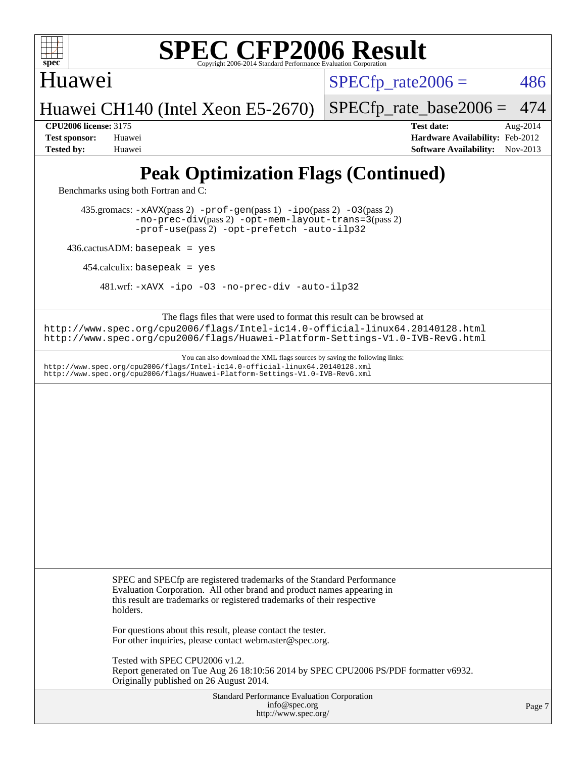# Peak Optimization Flags (Continued)

Benchmarks using both Fortran and C:

435.gromacs: -xAVX(pass 2) -prof-gen(pass 1) -ipo(pass 2) -O3(pass 2) -no-prec-div(pass 2) -opt-mem-layout-trans=3(pass 2) -prof-use(pass 2) -opt-prefetch -auto-ilp32

436.cactusADM: basepeak = yes

454.calculix: basepeak = yes

481.wrf: -xAVX -ipo -O3 -no-prec-div -auto-ilp32

The flags files that were used to format this result can be browsed at
http://www.spec.org/cpu2006/flags/Intel-ic14.0-official-linux64.20140128.html
http://www.spec.org/cpu2006/flags/Huawei-Platform-Settings-V1.0-IVB-RevG.html

You can also download the XML flags sources by saving the following links:
http://www.spec.org/cpu2006/flags/Intel-ic14.0-official-linux64.20140128.xml
http://www.spec.org/cpu2006/flags/Huawei-Platform-Settings-V1.0-IVB-RevG.xml

SPEC and SPECfp are registered trademarks of the Standard Performance Evaluation Corporation. All other brand and product names appearing in this result are trademarks or registered trademarks of their respective holders.

For questions about this result, please contact the tester.
For other inquiries, please contact webmaster@spec.org.

Tested with SPEC CPU2006 v1.2.
Report generated on Tue Aug 26 18:10:56 2014 by SPEC CPU2006 PS/PDF formatter v6932.
Originally published on 26 August 2014.